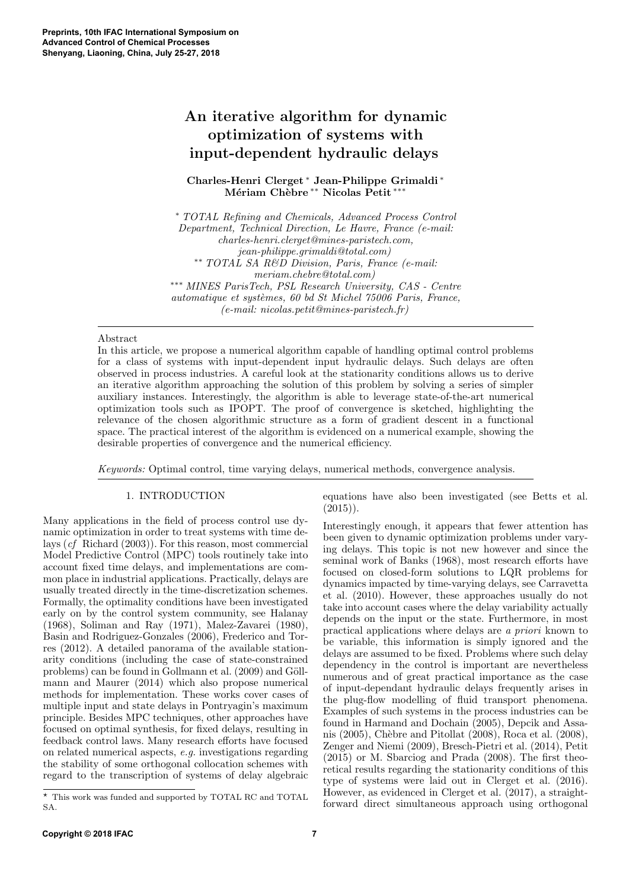# An iterative algorithm for dynamic optimization of systems with input-dependent hydraulic delays

**Charles-Henri Clerget** [*] **Jean-Philippe Grimaldi** [*] **Mériam Chèbre** [**] **Nicolas Petit** [***]

[*] *TOTAL Refining and Chemicals, Advanced Process Control Department, Technical Direction, Le Havre, France (e-mail: charles-henri.clerget@mines-paristech.com, jean-philippe.grimaldi@total.com)*
[**] *TOTAL SA R&D Division, Paris, France (e-mail: meriam.chebre@total.com)*
[***] *MINES ParisTech, PSL Research University, CAS - Centre automatique et systèmes, 60 bd St Michel 75006 Paris, France, (e-mail: nicolas.petit@mines-paristech.fr)*

**Abstract**

In this article, we propose a numerical algorithm capable of handling optimal control problems for a class of systems with input-dependent input hydraulic delays. Such delays are often observed in process industries. A careful look at the stationarity conditions allows us to derive an iterative algorithm approaching the solution of this problem by solving a series of simpler auxiliary instances. Interestingly, the algorithm is able to leverage state-of-the-art numerical optimization tools such as IPOPT. The proof of convergence is sketched, highlighting the relevance of the chosen algorithmic structure as a form of gradient descent in a functional space. The practical interest of the algorithm is evidenced on a numerical example, showing the desirable properties of convergence and the numerical efficiency.

*Keywords:* Optimal control, time varying delays, numerical methods, convergence analysis.

## 1. INTRODUCTION

Many applications in the field of process control use dynamic optimization in order to treat systems with time delays (*cf* Richard (2003)). For this reason, most commercial Model Predictive Control (MPC) tools routinely take into account fixed time delays, and implementations are common place in industrial applications. Practically, delays are usually treated directly in the time-discretization schemes. Formally, the optimality conditions have been investigated early on by the control system community, see Halanay (1968), Soliman and Ray (1971), Malez-Zavarei (1980), Basin and Rodriguez-Gonzales (2006), Frederico and Torres (2012). A detailed panorama of the available stationarity conditions (including the case of state-constrained problems) can be found in Gollmann et al. (2009) and Göllmann and Maurer (2014) which also propose numerical methods for implementation. These works cover cases of multiple input and state delays in Pontryagin's maximum principle. Besides MPC techniques, other approaches have focused on optimal synthesis, for fixed delays, resulting in feedback control laws. Many research efforts have focused on related numerical aspects, *e.g.* investigations regarding the stability of some orthogonal collocation schemes with regard to the transcription of systems of delay algebraic equations have also been investigated (see Betts et al. (2015)).

Interestingly enough, it appears that fewer attention has been given to dynamic optimization problems under varying delays. This topic is not new however and since the seminal work of Banks (1968), most research efforts have focused on closed-form solutions to LQR problems for dynamics impacted by time-varying delays, see Carravetta et al. (2010). However, these approaches usually do not take into account cases where the delay variability actually depends on the input or the state. Furthermore, in most practical applications where delays are *a priori* known to be variable, this information is simply ignored and the delays are assumed to be fixed. Problems where such delay dependency in the control is important are nevertheless numerous and of great practical importance as the case of input-dependant hydraulic delays frequently arises in the plug-flow modelling of fluid transport phenomena. Examples of such systems in the process industries can be found in Harmand and Dochain (2005), Depcik and Assanis (2005), Chèbre and Pitollat (2008), Roca et al. (2008), Zenger and Niemi (2009), Bresch-Pietri et al. (2014), Petit (2015) or M. Sbarciog and Prada (2008). The first theoretical results regarding the stationarity conditions of this type of systems were laid out in Clerget et al. (2016). However, as evidenced in Clerget et al. (2017), a straightforward direct simultaneous approach using orthogonal

[*] This work was funded and supported by TOTAL RC and TOTAL SA.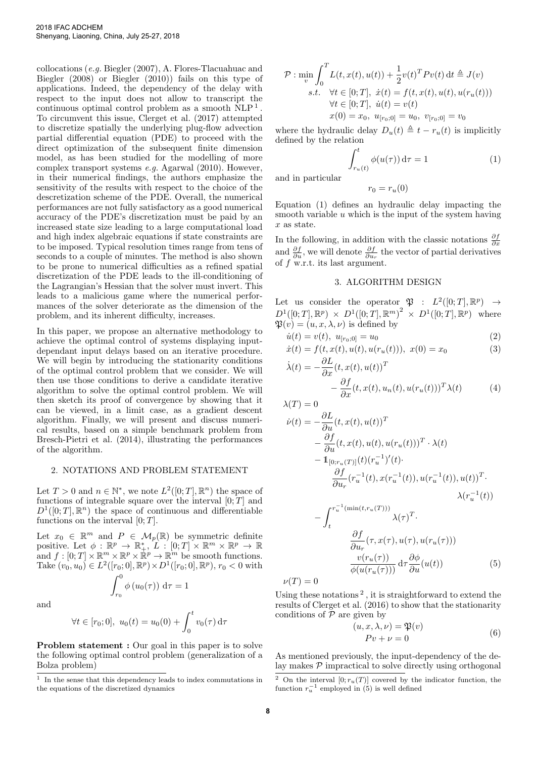collocations (*e.g.* Biegler (2007), A. Flores-Tlacuahuac and Biegler (2008) or Biegler (2010)) fails on this type of applications. Indeed, the dependency of the delay with respect to the input does not allow to transcript the continuous optimal control problem as a smooth NLP [1]. To circumvent this issue, Clerget et al. (2017) attempted to discretize spatially the underlying plug-flow advection partial differential equation (PDE) to proceed with the direct optimization of the subsequent finite dimension model, as has been studied for the modelling of more complex transport systems *e.g.* Agarwal (2010). However, in their numerical findings, the authors emphasize the sensitivity of the results with respect to the choice of the descretization scheme of the PDE. Overall, the numerical performances are not fully satisfactory as a good numerical accuracy of the PDE's discretization must be paid by an increased state size leading to a large computational load and high index algebraic equations if state constraints are to be imposed. Typical resolution times range from tens of seconds to a couple of minutes. The method is also shown to be prone to numerical difficulties as a refined spatial discretization of the PDE leads to the ill-conditioning of the Lagrangian's Hessian that the solver must invert. This leads to a malicious game where the numerical performances of the solver deteriorate as the dimension of the problem, and its inherent difficulty, increases.

In this paper, we propose an alternative methodology to achieve the optimal control of systems displaying input-dependant input delays based on an iterative procedure. We will begin by introducing the stationarity conditions of the optimal control problem that we consider. We will then use those conditions to derive a candidate iterative algorithm to solve the optimal control problem. We will then sketch its proof of convergence by showing that it can be viewed, in a limit case, as a gradient descent algorithm. Finally, we will present and discuss numerical results, based on a simple benchmark problem from Bresch-Pietri et al. (2014), illustrating the performances of the algorithm.

## 2. NOTATIONS AND PROBLEM STATEMENT

Let $T > 0$ and $n \in \mathbb{N}^*$, we note $L^2([0;T], \mathbb{R}^n)$ the space of functions of integrable square over the interval $[0;T]$ and $D^1([0;T], \mathbb{R}^n)$ the space of continuous and differentiable functions on the interval $[0;T]$.

Let $x_0 \in \mathbb{R}^m$ and $P \in \mathcal{M}_p(\mathbb{R})$ be symmetric definite positive. Let $\phi : \mathbb{R}^p \to \mathbb{R}_+^*$, $L : [0;T] \times \mathbb{R}^m \times \mathbb{R}^p \to \mathbb{R}$ and $f : [0;T] \times \mathbb{R}^m \times \mathbb{R}^p \times \mathbb{R}^p \to \mathbb{R}^m$ be smooth functions. Take $(v_0, u_0) \in L^2([r_0;0], \mathbb{R}^p) \times D^1([r_0;0], \mathbb{R}^p)$, $r_0 < 0$ with

$$\int_{r_0}^{0} \phi\left(u_0(\tau)\right) \mathrm{d}\tau = 1$$

and

$$\forall t \in [r_0;0],\ u_0(t) = u_0(0) + \int_0^t v_0(\tau)\,\mathrm{d}\tau$$

**Problem statement :** Our goal in this paper is to solve the following optimal control problem (generalization of a Bolza problem)

$$\begin{aligned}
\mathcal{P} : \min_{v} \int_0^T & L(t, x(t), u(t)) + \frac{1}{2} v(t)^T P v(t)\,\mathrm{d}t \triangleq J(v) \\
s.t.\quad & \forall t \in [0;T],\ \dot{x}(t) = f(t, x(t), u(t), u(r_u(t))) \\
& \forall t \in [0;T],\ \dot{u}(t) = v(t) \\
& x(0) = x_0,\ u_{[r_0;0]} = u_0,\ v_{[r_0;0]} = v_0
\end{aligned}$$

where the hydraulic delay $D_u(t) \triangleq t - r_u(t)$ is implicitly defined by the relation

$$\int_{r_u(t)}^{t} \phi(u(\tau))\,\mathrm{d}\tau = 1 \tag{1}$$

and in particular

$$r_0 = r_u(0)$$

Equation (1) defines an hydraulic delay impacting the smooth variable $u$ which is the input of the system having $x$ as state.

In the following, in addition with the classic notations $\frac{\partial f}{\partial x}$ and $\frac{\partial f}{\partial u}$, we will denote $\frac{\partial f}{\partial u_r}$ the vector of partial derivatives of $f$ w.r.t. its last argument.

## 3. ALGORITHM DESIGN

Let us consider the operator $\mathfrak{P} : L^2([0;T], \mathbb{R}^p) \to D^1([0;T], \mathbb{R}^p) \times D^1([0;T], \mathbb{R}^m)^2 \times D^1([0;T], \mathbb{R}^p)$ where $\mathfrak{P}(v) = (u, x, \lambda, \nu)$ is defined by

$$\dot{u}(t) = v(t),\ u_{[r_0;0]} = u_0 \tag{2}$$

$$\dot{x}(t) = f(t, x(t), u(t), u(r_u(t))),\ x(0) = x_0 \tag{3}$$

$$\begin{aligned}
\dot{\lambda}(t) = & -\frac{\partial L}{\partial x}(t, x(t), u(t))^T \\
& - \frac{\partial f}{\partial x}(t, x(t), u_n(t), u(r_u(t)))^T \lambda(t)
\end{aligned} \tag{4}$$

$$\lambda(T) = 0$$

$$\begin{aligned}
\dot{\nu}(t) = & -\frac{\partial L}{\partial u}(t, x(t), u(t))^T \\
& - \frac{\partial f}{\partial u}(t, x(t), u(t), u(r_u(t)))^T \cdot \lambda(t) \\
& - \mathbb{1}_{[0;r_u(T)]}(t)(r_u^{-1})'(t) \cdot \\
& \quad \frac{\partial f}{\partial u_r}(r_u^{-1}(t), x(r_u^{-1}(t)), u(r_u^{-1}(t)), u(t))^T \cdot \\
& \quad \lambda(r_u^{-1}(t)) \\
& - \int_t^{r_u^{-1}(\min(t, r_u(T)))} \lambda(\tau)^T \cdot \\
& \quad \frac{\partial f}{\partial u_r}(\tau, x(\tau), u(\tau), u(r_u(\tau))) \\
& \quad \frac{v(r_u(\tau))}{\phi(u(r_u(\tau)))}\,\mathrm{d}\tau \frac{\partial \phi}{\partial u}(u(t))
\end{aligned} \tag{5}$$

$$\nu(T) = 0$$

Using these notations [2], it is straightforward to extend the results of Clerget et al. (2016) to show that the stationarity conditions of $\mathcal{P}$ are given by

$$\begin{aligned}
(u, x, \lambda, \nu) &= \mathfrak{P}(v) \\
Pv + \nu &= 0
\end{aligned} \tag{6}$$

As mentioned previously, the input-dependency of the delay makes $\mathcal{P}$ impractical to solve directly using orthogonal

---

[1] In the sense that this dependency leads to index commutations in the equations of the discretized dynamics

[2] On the interval $[0; r_u(T)]$ covered by the indicator function, the function $r_u^{-1}$ employed in (5) is well defined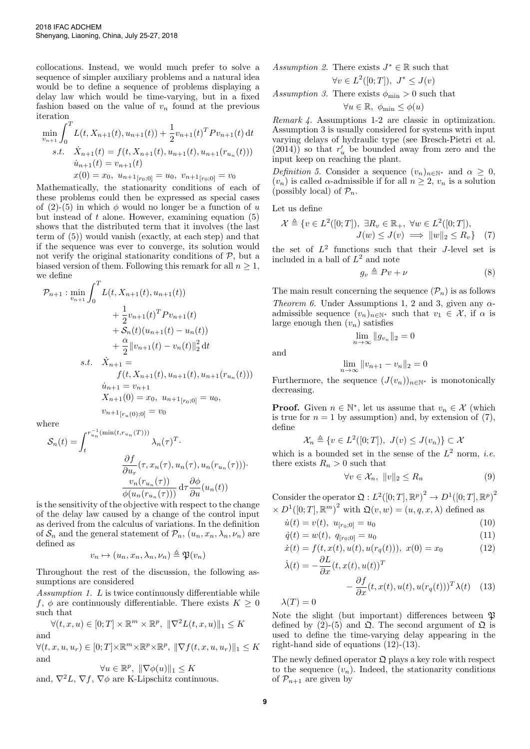collocations. Instead, we would much prefer to solve a sequence of simpler auxiliary problems and a natural idea would be to define a sequence of problems displaying a delay law which would be time-varying, but in a fixed fashion based on the value of $v_n$ found at the previous iteration

$$
\begin{aligned}
\min_{v_{n+1}} \int_0^T & L(t, X_{n+1}(t), u_{n+1}(t)) + \frac{1}{2} v_{n+1}(t)^T P v_{n+1}(t)\, \mathrm{d}t \\
s.t. \quad & \dot{X}_{n+1}(t) = f(t, X_{n+1}(t), u_{n+1}(t), u_{n+1}(r_{u_n}(t))) \\
& \dot{u}_{n+1}(t) = v_{n+1}(t) \\
& x(0) = x_0, \ u_{n+1}{}_{[r_0;0]} = u_0, \ v_{n+1}{}_{[r_0;0]} = v_0
\end{aligned}
$$

Mathematically, the stationarity conditions of each of these problems could then be expressed as special cases of (2)-(5) in which $\phi$ would no longer be a function of $u$ but instead of $t$ alone. However, examining equation (5) shows that the distributed term that it involves (the last term of (5)) would vanish (exactly, at each step) and that if the sequence was ever to converge, its solution would not verify the original stationarity conditions of $\mathcal{P}$, but a biased version of them. Following this remark for all $n \geq 1$, we define

$$
\begin{aligned}
\mathcal{P}_{n+1} : \min_{v_{n+1}} \int_0^T & L(t, X_{n+1}(t), u_{n+1}(t)) \\
& + \frac{1}{2} v_{n+1}(t)^T P v_{n+1}(t) \\
& + \mathcal{S}_n(t)(u_{n+1}(t) - u_n(t)) \\
& + \frac{\alpha}{2} \|v_{n+1}(t) - v_n(t)\|_2^2 \, \mathrm{d}t \\
s.t. \quad & \dot{X}_{n+1} = \\
& \quad f(t, X_{n+1}(t), u_{n+1}(t), u_{n+1}(r_{u_n}(t))) \\
& \dot{u}_{n+1} = v_{n+1} \\
& X_{n+1}(0) = x_0, \ u_{n+1}{}_{[r_0;0]} = u_0, \\
& v_{n+1}{}_{[r_u(0);0]} = v_0
\end{aligned}
$$

where

$$
\begin{aligned}
\mathcal{S}_n(t) = \int_t^{r_{u_n}^{-1}(\min(t, r_{u_n}(T)))} & \lambda_n(\tau)^T \cdot \\
& \frac{\partial f}{\partial u_r}(\tau, x_n(\tau), u_n(\tau), u_n(r_{u_n}(\tau))) \cdot \\
& \frac{v_n(r_{u_n}(\tau))}{\phi(u_n(r_{u_n}(\tau)))} \, \mathrm{d}\tau \frac{\partial \phi}{\partial u}(u_n(t))
\end{aligned}
$$

is the sensitivity of the objective with respect to the change of the delay law caused by a change of the control input as derived from the calculus of variations. In the definition of $\mathcal{S}_n$ and the general statement of $\mathcal{P}_n$, $(u_n, x_n, \lambda_n, \nu_n)$ are defined as

$$
v_n \mapsto (u_n, x_n, \lambda_n, \nu_n) \triangleq \mathfrak{P}(v_n)
$$

Throughout the rest of the discussion, the following assumptions are considered

*Assumption 1.* $L$ is twice continuously differentiable while $f$, $\phi$ are continuously differentiable. There exists $K \geq 0$ such that

$$
\forall (t, x, u) \in [0; T] \times \mathbb{R}^m \times \mathbb{R}^p, \ \|\nabla^2 L(t, x, u)\|_1 \leq K
$$

and

$$
\forall (t, x, u, u_r) \in [0; T] \times \mathbb{R}^m \times \mathbb{R}^p \times \mathbb{R}^p, \ \|\nabla f(t, x, u, u_r)\|_1 \leq K
$$

and

$$
\forall u \in \mathbb{R}^p, \ \|\nabla \phi(u)\|_1 \leq K
$$

and, $\nabla^2 L$, $\nabla f$, $\nabla \phi$ are K-Lipschitz continuous.

*Assumption 2.* There exists $J^* \in \mathbb{R}$ such that

$$
\forall v \in L^2([0; T]), \ J^* \leq J(v)
$$

*Assumption 3.* There exists $\phi_{\min} > 0$ such that

$$
\forall u \in \mathbb{R}, \ \phi_{\min} \leq \phi(u)
$$

*Remark 4.* Assumptions 1-2 are classic in optimization. Assumption 3 is usually considered for systems with input varying delays of hydraulic type (see Bresch-Pietri et al. (2014)) so that $r_u'$ be bounded away from zero and the input keep on reaching the plant.

*Definition 5.* Consider a sequence $(v_n)_{n \in \mathbb{N}^*}$ and $\alpha \geq 0$, $(v_n)$ is called $\alpha$-admissible if for all $n \geq 2$, $v_n$ is a solution (possibly local) of $\mathcal{P}_n$.

Let us define

$$
\begin{aligned}
\mathcal{X} \triangleq \{ v \in L^2([0; T]), \ \exists R_v \in \mathbb{R}_+, \ \forall w \in L^2([0; T]), \\
J(w) \leq J(v) \implies \|w\|_2 \leq R_v \}
\end{aligned} \tag{7}
$$

the set of $L^2$ functions such that their $J$-level set is included in a ball of $L^2$ and note

$$
g_v \triangleq P v + \nu \tag{8}
$$

The main result concerning the sequence $(\mathcal{P}_n)$ is as follows

*Theorem 6.* Under Assumptions 1, 2 and 3, given any $\alpha$-admissible sequence $(v_n)_{n \in \mathbb{N}^*}$ such that $v_1 \in \mathcal{X}$, if $\alpha$ is large enough then $(v_n)$ satisfies

$$
\lim_{n \to \infty} \|g_{v_n}\|_2 = 0
$$

and

$$
\lim_{n \to \infty} \|v_{n+1} - v_n\|_2 = 0
$$

Furthermore, the sequence $(J(v_n))_{n \in \mathbb{N}^*}$ is monotonically decreasing.

**Proof.** Given $n \in \mathbb{N}^*$, let us assume that $v_n \in \mathcal{X}$ (which is true for $n = 1$ by assumption) and, by extension of (7), define

$$
\mathcal{X}_n \triangleq \{ v \in L^2([0; T]), \ J(v) \leq J(v_n) \} \subset \mathcal{X}
$$

which is a bounded set in the sense of the $L^2$ norm, *i.e.* there exists $R_n > 0$ such that

$$
\forall v \in \mathcal{X}_n, \ \|v\|_2 \leq R_n \tag{9}
$$

Consider the operator $\mathfrak{Q} : L^2([0; T], \mathbb{R}^p)^2 \to D^1([0; T], \mathbb{R}^p)^2 \times D^1([0; T], \mathbb{R}^m)^2$ with $\mathfrak{Q}(v, w) = (u, q, x, \lambda)$ defined as

$$
\dot{u}(t) = v(t), \ u_{[r_0;0]} = u_0 \tag{10}
$$

$$
\dot{q}(t) = w(t), \ q_{[r_0;0]} = u_0 \tag{11}
$$

$$
\dot{x}(t) = f(t, x(t), u(t), u(r_q(t))), \ x(0) = x_0 \tag{12}
$$

$$
\begin{aligned}
\dot{\lambda}(t) = & -\frac{\partial L}{\partial x}(t, x(t), u(t))^T \\
& - \frac{\partial f}{\partial x}(t, x(t), u(t), u(r_q(t)))^T \lambda(t)
\end{aligned} \tag{13}
$$

$$
\lambda(T) = 0
$$

Note the slight (but important) differences between $\mathfrak{P}$ defined by (2)-(5) and $\mathfrak{Q}$. The second argument of $\mathfrak{Q}$ is used to define the time-varying delay appearing in the right-hand side of equations (12)-(13).

The newly defined operator $\mathfrak{Q}$ plays a key role with respect to the sequence $(v_n)$. Indeed, the stationarity conditions of $\mathcal{P}_{n+1}$ are given by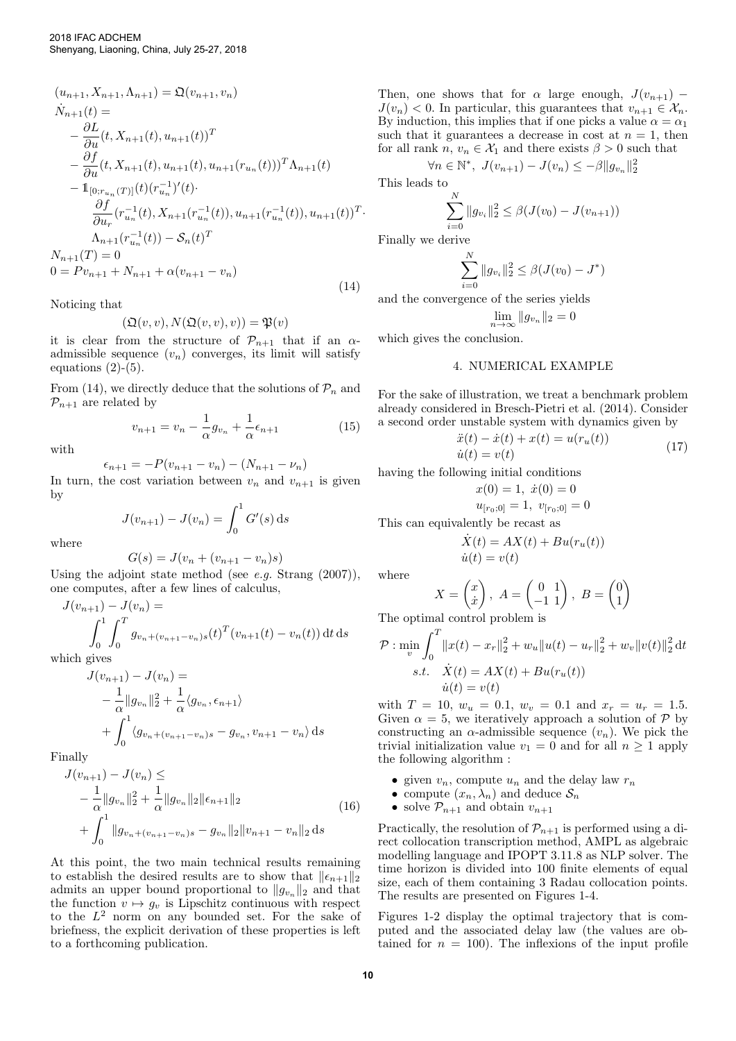$$
\begin{aligned}
&(u_{n+1}, X_{n+1}, \Lambda_{n+1}) = \mathfrak{Q}(v_{n+1}, v_n)\\
&\dot{N}_{n+1}(t) =\\
&\quad -\frac{\partial L}{\partial u}(t, X_{n+1}(t), u_{n+1}(t))^T\\
&\quad -\frac{\partial f}{\partial u}(t, X_{n+1}(t), u_{n+1}(t), u_{n+1}(r_{u_n}(t)))^T \Lambda_{n+1}(t)\\
&\quad -\mathbb{1}_{[0;r_{u_n}(T)]}(t)(r_{u_n}^{-1})'(t)\cdot\\
&\qquad \frac{\partial f}{\partial u_r}(r_{u_n}^{-1}(t), X_{n+1}(r_{u_n}^{-1}(t)), u_{n+1}(r_{u_n}^{-1}(t)), u_{n+1}(t))^T\cdot\\
&\qquad \Lambda_{n+1}(r_{u_n}^{-1}(t)) - \mathcal{S}_n(t)^T\\
&N_{n+1}(T) = 0\\
&0 = Pv_{n+1} + N_{n+1} + \alpha(v_{n+1} - v_n)
\end{aligned}
\tag{14}
$$

Noticing that

$$
(\mathfrak{Q}(v,v), N(\mathfrak{Q}(v,v),v)) = \mathfrak{P}(v)
$$

it is clear from the structure of $\mathcal{P}_{n+1}$ that if an $\alpha$-admissible sequence $(v_n)$ converges, its limit will satisfy equations (2)-(5).

From (14), we directly deduce that the solutions of $\mathcal{P}_n$ and $\mathcal{P}_{n+1}$ are related by

$$
v_{n+1} = v_n - \frac{1}{\alpha} g_{v_n} + \frac{1}{\alpha}\epsilon_{n+1} \tag{15}
$$

with

$$
\epsilon_{n+1} = -P(v_{n+1} - v_n) - (N_{n+1} - \nu_n)
$$

In turn, the cost variation between $v_n$ and $v_{n+1}$ is given by

$$
J(v_{n+1}) - J(v_n) = \int_0^1 G'(s)\,\mathrm{d}s
$$

where

$$
G(s) = J(v_n + (v_{n+1} - v_n)s)
$$

Using the adjoint state method (see *e.g.* Strang (2007)), one computes, after a few lines of calculus,

$$
\begin{aligned}
&J(v_{n+1}) - J(v_n) =\\
&\quad \int_0^1 \int_0^T g_{v_n + (v_{n+1}-v_n)s}(t)^T (v_{n+1}(t) - v_n(t))\,\mathrm{d}t\,\mathrm{d}s
\end{aligned}
$$

which gives

$$
\begin{aligned}
&J(v_{n+1}) - J(v_n) =\\
&\quad -\frac{1}{\alpha}\|g_{v_n}\|_2^2 + \frac{1}{\alpha}\langle g_{v_n}, \epsilon_{n+1}\rangle\\
&\quad + \int_0^1 \langle g_{v_n+(v_{n+1}-v_n)s} - g_{v_n}, v_{n+1} - v_n\rangle\,\mathrm{d}s
\end{aligned}
$$

Finally

$$
\begin{aligned}
&J(v_{n+1}) - J(v_n) \leq\\
&\quad -\frac{1}{\alpha}\|g_{v_n}\|_2^2 + \frac{1}{\alpha}\|g_{v_n}\|_2\|\epsilon_{n+1}\|_2\\
&\quad + \int_0^1 \|g_{v_n+(v_{n+1}-v_n)s} - g_{v_n}\|_2 \|v_{n+1} - v_n\|_2\,\mathrm{d}s
\end{aligned}
\tag{16}
$$

At this point, the two main technical results remaining to establish the desired results are to show that $\|\epsilon_{n+1}\|_2$ admits an upper bound proportional to $\|g_{v_n}\|_2$ and that the function $v \mapsto g_v$ is Lipschitz continuous with respect to the $L^2$ norm on any bounded set. For the sake of briefness, the explicit derivation of these properties is left to a forthcoming publication.

Then, one shows that for $\alpha$ large enough, $J(v_{n+1}) - J(v_n) < 0$. In particular, this guarantees that $v_{n+1} \in \mathcal{X}_n$. By induction, this implies that if one picks a value $\alpha = \alpha_1$ such that it guarantees a decrease in cost at $n = 1$, then for all rank $n$, $v_n \in \mathcal{X}_1$ and there exists $\beta > 0$ such that

$$
\forall n \in \mathbb{N}^*,\ J(v_{n+1}) - J(v_n) \leq -\beta\|g_{v_n}\|_2^2
$$

This leads to

$$
\sum_{i=0}^{N} \|g_{v_i}\|_2^2 \leq \beta(J(v_0) - J(v_{n+1}))
$$

Finally we derive

$$
\sum_{i=0}^{N} \|g_{v_i}\|_2^2 \leq \beta(J(v_0) - J^*)
$$

and the convergence of the series yields

$$
\lim_{n\to\infty} \|g_{v_n}\|_2 = 0
$$

which gives the conclusion.

## 4. NUMERICAL EXAMPLE

For the sake of illustration, we treat a benchmark problem already considered in Bresch-Pietri et al. (2014). Consider a second order unstable system with dynamics given by

$$
\begin{aligned}
&\ddot{x}(t) - \dot{x}(t) + x(t) = u(r_u(t))\\
&\dot{u}(t) = v(t)
\end{aligned}
\tag{17}
$$

having the following initial conditions

$$
\begin{aligned}
&x(0) = 1,\ \dot{x}(0) = 0\\
&u_{[r_0;0]} = 1,\ v_{[r_0;0]} = 0
\end{aligned}
$$

This can equivalently be recast as

$$
\begin{aligned}
&\dot{X}(t) = AX(t) + Bu(r_u(t))\\
&\dot{u}(t) = v(t)
\end{aligned}
$$

where

$$
X = \begin{pmatrix} x \\ \dot{x} \end{pmatrix},\ A = \begin{pmatrix} 0 & 1 \\ -1 & 1 \end{pmatrix},\ B = \begin{pmatrix} 0 \\ 1 \end{pmatrix}
$$

The optimal control problem is

$$
\begin{aligned}
\mathcal{P} : \min_v &\int_0^T \|x(t) - x_r\|_2^2 + w_u\|u(t) - u_r\|_2^2 + w_v\|v(t)\|_2^2\,\mathrm{d}t\\
s.t.\quad &\dot{X}(t) = AX(t) + Bu(r_u(t))\\
&\dot{u}(t) = v(t)
\end{aligned}
$$

with $T = 10$, $w_u = 0.1$, $w_v = 0.1$ and $x_r = u_r = 1.5$. Given $\alpha = 5$, we iteratively approach a solution of $\mathcal{P}$ by constructing an $\alpha$-admissible sequence $(v_n)$. We pick the trivial initialization value $v_1 = 0$ and for all $n \geq 1$ apply the following algorithm :

- given $v_n$, compute $u_n$ and the delay law $r_n$
- compute $(x_n, \lambda_n)$ and deduce $\mathcal{S}_n$
- solve $\mathcal{P}_{n+1}$ and obtain $v_{n+1}$

Practically, the resolution of $\mathcal{P}_{n+1}$ is performed using a direct collocation transcription method, AMPL as algebraic modelling language and IPOPT 3.11.8 as NLP solver. The time horizon is divided into 100 finite elements of equal size, each of them containing 3 Radau collocation points. The results are presented on Figures 1-4.

Figures 1-2 display the optimal trajectory that is computed and the associated delay law (the values are obtained for $n = 100$). The inflexions of the input profile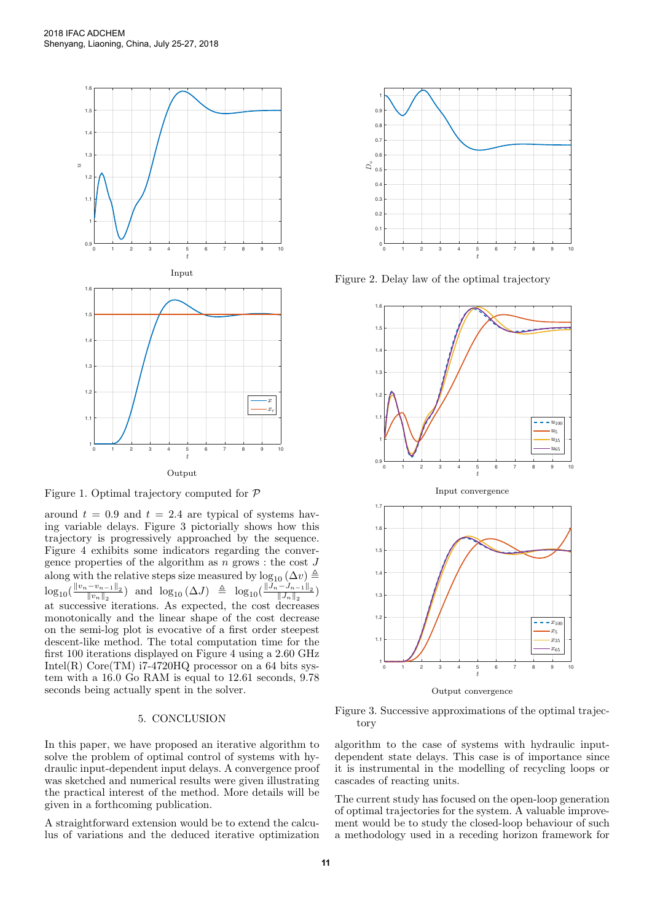Input

Output

Figure 1. Optimal trajectory computed for $\mathcal{P}$

Figure 2. Delay law of the optimal trajectory

Input convergence

Output convergence

Figure 3. Successive approximations of the optimal trajectory

around $t = 0.9$ and $t = 2.4$ are typical of systems having variable delays. Figure 3 pictorially shows how this trajectory is progressively approached by the sequence. Figure 4 exhibits some indicators regarding the convergence properties of the algorithm as $n$ grows : the cost $J$ along with the relative steps size measured by $\log_{10}(\Delta v) \triangleq \log_{10}(\frac{\|v_n - v_{n-1}\|_2}{\|v_n\|_2})$ and $\log_{10}(\Delta J) \triangleq \log_{10}(\frac{\|J_n - J_{n-1}\|_2}{\|J_n\|_2})$ at successive iterations. As expected, the cost decreases monotonically and the linear shape of the cost decrease on the semi-log plot is evocative of a first order steepest descent-like method. The total computation time for the first 100 iterations displayed on Figure 4 using a 2.60 GHz Intel(R) Core(TM) i7-4720HQ processor on a 64 bits system with a 16.0 Go RAM is equal to 12.61 seconds, 9.78 seconds being actually spent in the solver.

## 5. CONCLUSION

In this paper, we have proposed an iterative algorithm to solve the problem of optimal control of systems with hydraulic input-dependent input delays. A convergence proof was sketched and numerical results were given illustrating the practical interest of the method. More details will be given in a forthcoming publication.

A straightforward extension would be to extend the calculus of variations and the deduced iterative optimization algorithm to the case of systems with hydraulic input-dependent state delays. This case is of importance since it is instrumental in the modelling of recycling loops or cascades of reacting units.

The current study has focused on the open-loop generation of optimal trajectories for the system. A valuable improvement would be to study the closed-loop behaviour of such a methodology used in a receding horizon framework for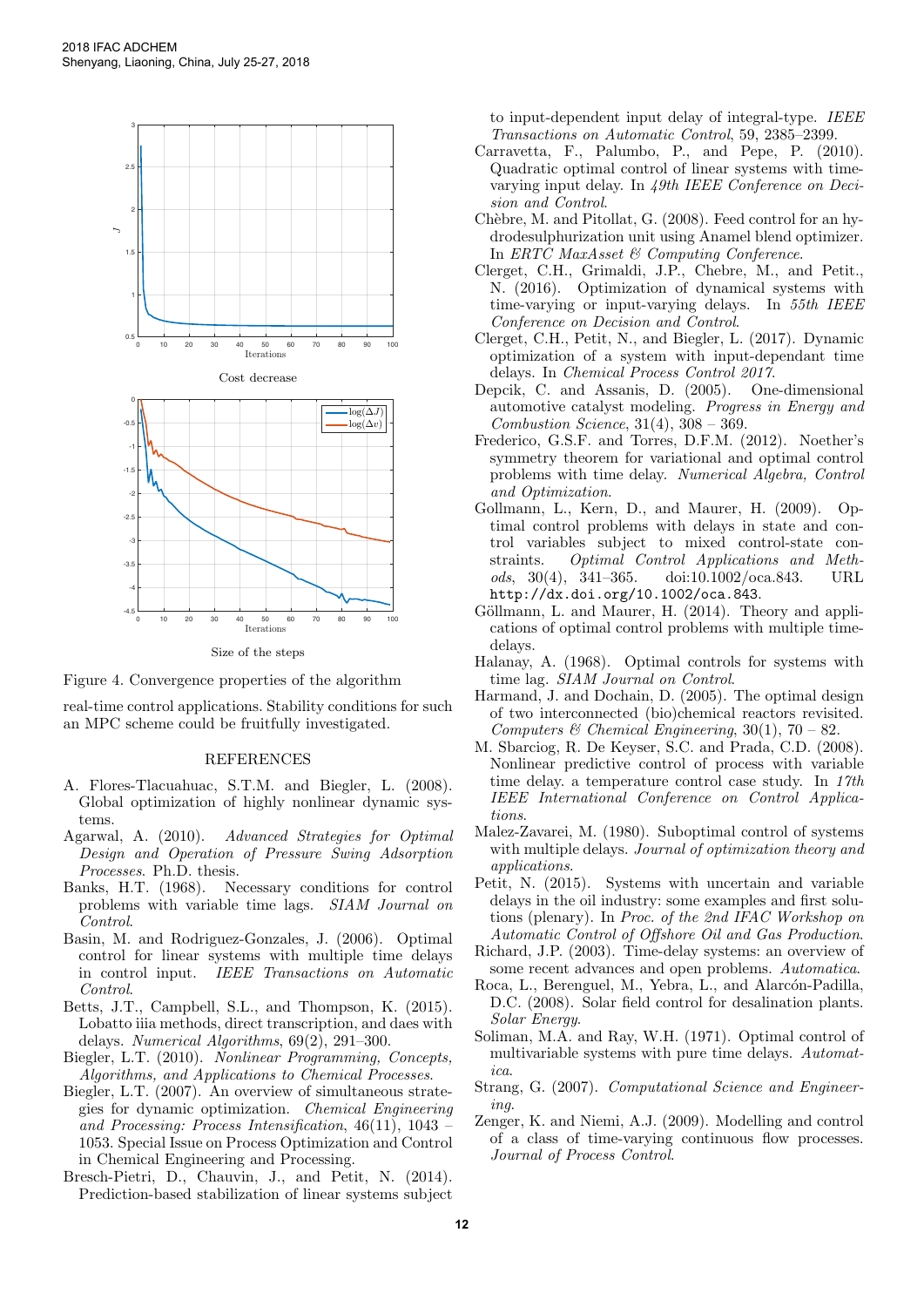J

3
2.5
2
1.5
1
0.5

0 10 20 30 40 50 60 70 80 90 100

Iterations

Cost decrease

0
-0.5
-1
-1.5
-2
-2.5
-3
-3.5
-4
-4.5

0 10 20 30 40 50 60 70 80 90 100

Iterations

$\log(\Delta J)$
$\log(\Delta v)$

Size of the steps

Figure 4. Convergence properties of the algorithm

real-time control applications. Stability conditions for such an MPC scheme could be fruitfully investigated.

## REFERENCES

A. Flores-Tlacuahuac, S.T.M. and Biegler, L. (2008). Global optimization of highly nonlinear dynamic systems.

Agarwal, A. (2010). *Advanced Strategies for Optimal Design and Operation of Pressure Swing Adsorption Processes*. Ph.D. thesis.

Banks, H.T. (1968). Necessary conditions for control problems with variable time lags. *SIAM Journal on Control*.

Basin, M. and Rodriguez-Gonzales, J. (2006). Optimal control for linear systems with multiple time delays in control input. *IEEE Transactions on Automatic Control*.

Betts, J.T., Campbell, S.L., and Thompson, K. (2015). Lobatto iiia methods, direct transcription, and daes with delays. *Numerical Algorithms*, 69(2), 291–300.

Biegler, L.T. (2010). *Nonlinear Programming, Concepts, Algorithms, and Applications to Chemical Processes*.

Biegler, L.T. (2007). An overview of simultaneous strategies for dynamic optimization. *Chemical Engineering and Processing: Process Intensification*, 46(11), 1043 – 1053. Special Issue on Process Optimization and Control in Chemical Engineering and Processing.

Bresch-Pietri, D., Chauvin, J., and Petit, N. (2014). Prediction-based stabilization of linear systems subject to input-dependent input delay of integral-type. *IEEE Transactions on Automatic Control*, 59, 2385–2399.

Carravetta, F., Palumbo, P., and Pepe, P. (2010). Quadratic optimal control of linear systems with time-varying input delay. In *49th IEEE Conference on Decision and Control*.

Chèbre, M. and Pitollat, G. (2008). Feed control for an hydrodesulphurization unit using Anamel blend optimizer. In *ERTC MaxAsset & Computing Conference*.

Clerget, C.H., Grimaldi, J.P., Chebre, M., and Petit., N. (2016). Optimization of dynamical systems with time-varying or input-varying delays. In *55th IEEE Conference on Decision and Control*.

Clerget, C.H., Petit, N., and Biegler, L. (2017). Dynamic optimization of a system with input-dependant time delays. In *Chemical Process Control 2017*.

Depcik, C. and Assanis, D. (2005). One-dimensional automotive catalyst modeling. *Progress in Energy and Combustion Science*, 31(4), 308 – 369.

Frederico, G.S.F. and Torres, D.F.M. (2012). Noether's symmetry theorem for variational and optimal control problems with time delay. *Numerical Algebra, Control and Optimization*.

Gollmann, L., Kern, D., and Maurer, H. (2009). Optimal control problems with delays in state and control variables subject to mixed control-state constraints. *Optimal Control Applications and Methods*, 30(4), 341–365. doi:10.1002/oca.843. URL http://dx.doi.org/10.1002/oca.843.

Göllmann, L. and Maurer, H. (2014). Theory and applications of optimal control problems with multiple time-delays.

Halanay, A. (1968). Optimal controls for systems with time lag. *SIAM Journal on Control*.

Harmand, J. and Dochain, D. (2005). The optimal design of two interconnected (bio)chemical reactors revisited. *Computers & Chemical Engineering*, 30(1), 70 – 82.

M. Sbarciog, R. De Keyser, S.C. and Prada, C.D. (2008). Nonlinear predictive control of process with variable time delay. a temperature control case study. In *17th IEEE International Conference on Control Applications*.

Malez-Zavarei, M. (1980). Suboptimal control of systems with multiple delays. *Journal of optimization theory and applications*.

Petit, N. (2015). Systems with uncertain and variable delays in the oil industry: some examples and first solutions (plenary). In *Proc. of the 2nd IFAC Workshop on Automatic Control of Offshore Oil and Gas Production*.

Richard, J.P. (2003). Time-delay systems: an overview of some recent advances and open problems. *Automatica*.

Roca, L., Berenguel, M., Yebra, L., and Alarcón-Padilla, D.C. (2008). Solar field control for desalination plants. *Solar Energy*.

Soliman, M.A. and Ray, W.H. (1971). Optimal control of multivariable systems with pure time delays. *Automatica*.

Strang, G. (2007). *Computational Science and Engineering*.

Zenger, K. and Niemi, A.J. (2009). Modelling and control of a class of time-varying continuous flow processes. *Journal of Process Control*.